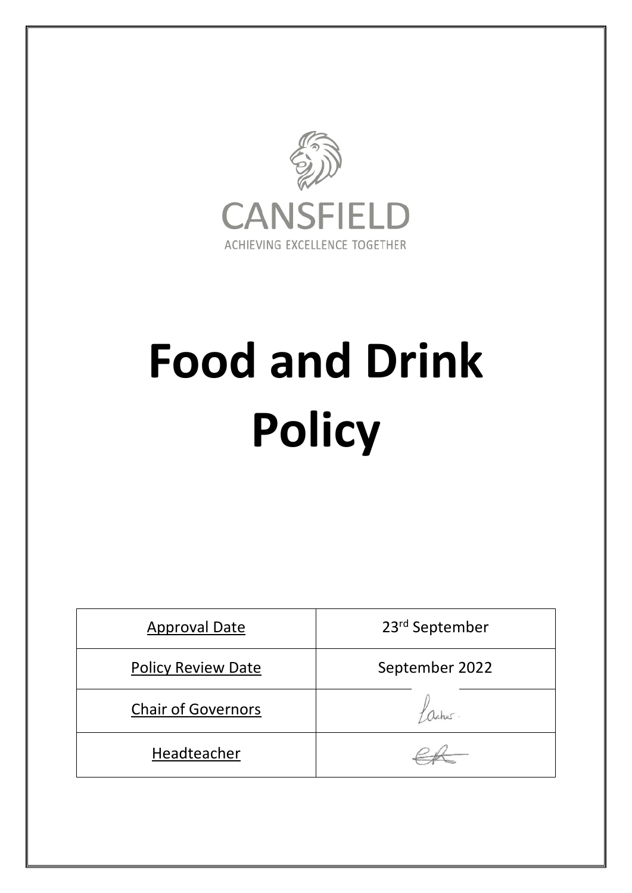CANSFIELD

ACHIEVING EXCELLENCE TOGETHER

# Food and Drink Policy

| Approval Date | 23rd September |
|---|---|
| Policy Review Date | September 2022 |
| Chair of Governors | |
| Headteacher | |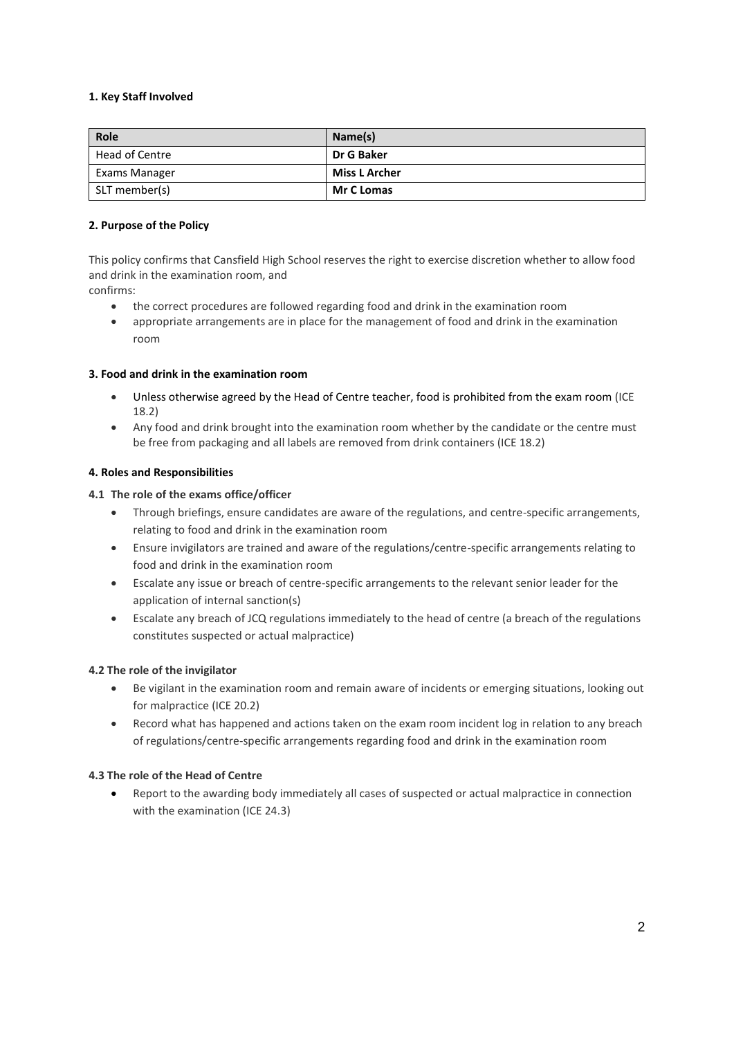**1. Key Staff Involved**

| Role | Name(s) |
|---|---|
| Head of Centre | **Dr G Baker** |
| Exams Manager | **Miss L Archer** |
| SLT member(s) | **Mr C Lomas** |

**2. Purpose of the Policy**

This policy confirms that Cansfield High School reserves the right to exercise discretion whether to allow food and drink in the examination room, and
confirms:

- the correct procedures are followed regarding food and drink in the examination room
- appropriate arrangements are in place for the management of food and drink in the examination room

**3. Food and drink in the examination room**

- Unless otherwise agreed by the Head of Centre teacher, food is prohibited from the exam room (ICE 18.2)
- Any food and drink brought into the examination room whether by the candidate or the centre must be free from packaging and all labels are removed from drink containers (ICE 18.2)

**4. Roles and Responsibilities**

**4.1 The role of the exams office/officer**

- Through briefings, ensure candidates are aware of the regulations, and centre-specific arrangements, relating to food and drink in the examination room
- Ensure invigilators are trained and aware of the regulations/centre-specific arrangements relating to food and drink in the examination room
- Escalate any issue or breach of centre-specific arrangements to the relevant senior leader for the application of internal sanction(s)
- Escalate any breach of JCQ regulations immediately to the head of centre (a breach of the regulations constitutes suspected or actual malpractice)

**4.2 The role of the invigilator**

- Be vigilant in the examination room and remain aware of incidents or emerging situations, looking out for malpractice (ICE 20.2)
- Record what has happened and actions taken on the exam room incident log in relation to any breach of regulations/centre-specific arrangements regarding food and drink in the examination room

**4.3 The role of the Head of Centre**

- Report to the awarding body immediately all cases of suspected or actual malpractice in connection with the examination (ICE 24.3)